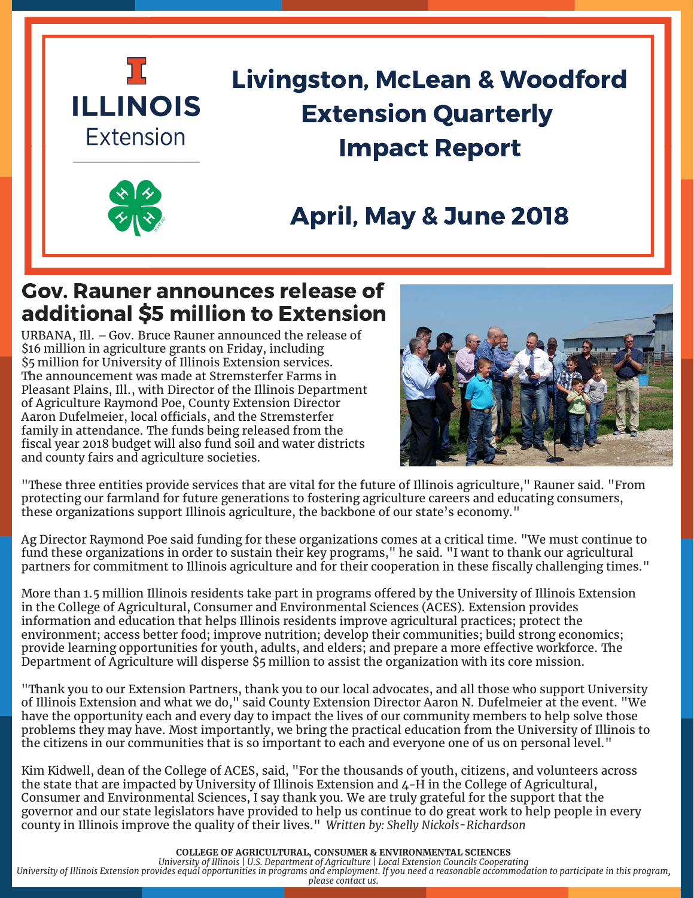ILLINOIS Extension

# Livingston, McLean & Woodford Extension Quarterly Impact Report

## April, May & June 2018

## Gov. Rauner announces release of additional $5 million to Extension

URBANA, Ill. – Gov. Bruce Rauner announced the release of $16 million in agriculture grants on Friday, including $5 million for University of Illinois Extension services. The announcement was made at Stremsterfer Farms in Pleasant Plains, Ill., with Director of the Illinois Department of Agriculture Raymond Poe, County Extension Director Aaron Dufelmeier, local officials, and the Stremsterfer family in attendance. The funds being released from the fiscal year 2018 budget will also fund soil and water districts and county fairs and agriculture societies.

"These three entities provide services that are vital for the future of Illinois agriculture," Rauner said. "From protecting our farmland for future generations to fostering agriculture careers and educating consumers, these organizations support Illinois agriculture, the backbone of our state's economy."

Ag Director Raymond Poe said funding for these organizations comes at a critical time. "We must continue to fund these organizations in order to sustain their key programs," he said. "I want to thank our agricultural partners for commitment to Illinois agriculture and for their cooperation in these fiscally challenging times."

More than 1.5 million Illinois residents take part in programs offered by the University of Illinois Extension in the College of Agricultural, Consumer and Environmental Sciences (ACES). Extension provides information and education that helps Illinois residents improve agricultural practices; protect the environment; access better food; improve nutrition; develop their communities; build strong economics; provide learning opportunities for youth, adults, and elders; and prepare a more effective workforce. The Department of Agriculture will disperse $5 million to assist the organization with its core mission.

"Thank you to our Extension Partners, thank you to our local advocates, and all those who support University of Illinois Extension and what we do," said County Extension Director Aaron N. Dufelmeier at the event. "We have the opportunity each and every day to impact the lives of our community members to help solve those problems they may have. Most importantly, we bring the practical education from the University of Illinois to the citizens in our communities that is so important to each and everyone one of us on personal level."

Kim Kidwell, dean of the College of ACES, said, "For the thousands of youth, citizens, and volunteers across the state that are impacted by University of Illinois Extension and 4-H in the College of Agricultural, Consumer and Environmental Sciences, I say thank you. We are truly grateful for the support that the governor and our state legislators have provided to help us continue to do great work to help people in every county in Illinois improve the quality of their lives." *Written by: Shelly Nickols-Richardson*

**COLLEGE OF AGRICULTURAL, CONSUMER & ENVIRONMENTAL SCIENCES**
*University of Illinois | U.S. Department of Agriculture | Local Extension Councils Cooperating*
*University of Illinois Extension provides equal opportunities in programs and employment. If you need a reasonable accommodation to participate in this program, please contact us.*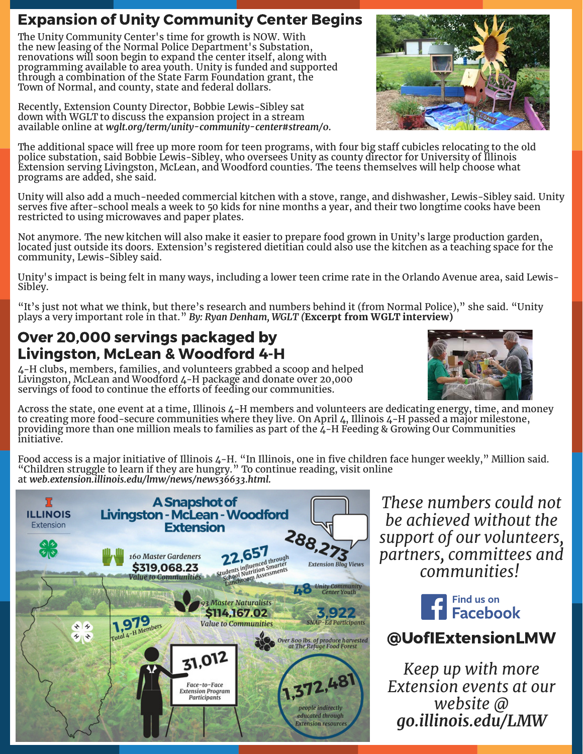## Expansion of Unity Community Center Begins

The Unity Community Center's time for growth is NOW. With the new leasing of the Normal Police Department's Substation, renovations will soon begin to expand the center itself, along with programming available to area youth. Unity is funded and supported through a combination of the State Farm Foundation grant, the Town of Normal, and county, state and federal dollars.

Recently, Extension County Director, Bobbie Lewis-Sibley sat down with WGLT to discuss the expansion project in a stream available online at *wglt.org/term/unity-community-center#stream/0.*

The additional space will free up more room for teen programs, with four big staff cubicles relocating to the old police substation, said Bobbie Lewis-Sibley, who oversees Unity as county director for University of Illinois Extension serving Livingston, McLean, and Woodford counties. The teens themselves will help choose what programs are added, she said.

Unity will also add a much-needed commercial kitchen with a stove, range, and dishwasher, Lewis-Sibley said. Unity serves five after-school meals a week to 50 kids for nine months a year, and their two longtime cooks have been restricted to using microwaves and paper plates.

Not anymore. The new kitchen will also make it easier to prepare food grown in Unity's large production garden, located just outside its doors. Extension's registered dietitian could also use the kitchen as a teaching space for the community, Lewis-Sibley said.

Unity's impact is being felt in many ways, including a lower teen crime rate in the Orlando Avenue area, said Lewis-Sibley.

"It's just not what we think, but there's research and numbers behind it (from Normal Police)," she said. "Unity plays a very important role in that." *By: Ryan Denham, WGLT* (**Excerpt from WGLT interview)**

## Over 20,000 servings packaged by Livingston, McLean & Woodford 4-H

4-H clubs, members, families, and volunteers grabbed a scoop and helped Livingston, McLean and Woodford 4-H package and donate over 20,000 servings of food to continue the efforts of feeding our communities.

Across the state, one event at a time, Illinois 4-H members and volunteers are dedicating energy, time, and money to creating more food-secure communities where they live. On April 4, Illinois 4-H passed a major milestone, providing more than one million meals to families as part of the 4-H Feeding & Growing Our Communities initiative.

Food access is a major initiative of Illinois 4-H. "In Illinois, one in five children face hunger weekly," Million said. "Children struggle to learn if they are hungry." To continue reading, visit online at *web.extension.illinois.edu/lmw/news/news36633.html.*

ILLINOIS Extension

A Snapshot of Livingston - McLean - Woodford Extension

160 Master Gardeners
$319,068.23
Value to Communities

22,657
Students influenced through Smarter School Nutrition Lunchroom Assessments

288,273
Extension Blog Views

48
Unity Community Center Youth

93 Master Naturalists
$114,167.02
Value to Communities

3,922
SNAP-Ed Participants

1,979
Total 4-H Members

Over 800 lbs. of produce harvested at The Refuge Food Forest

31,012
Face-to-Face Extension Program Participants

1,372,481
people indirectly educated through Extension resources

*These numbers could not be achieved without the support of our volunteers, partners, committees and communities!*

Find us on Facebook

**@UofIExtensionLMW**

*Keep up with more Extension events at our website @* ***go.illinois.edu/LMW***